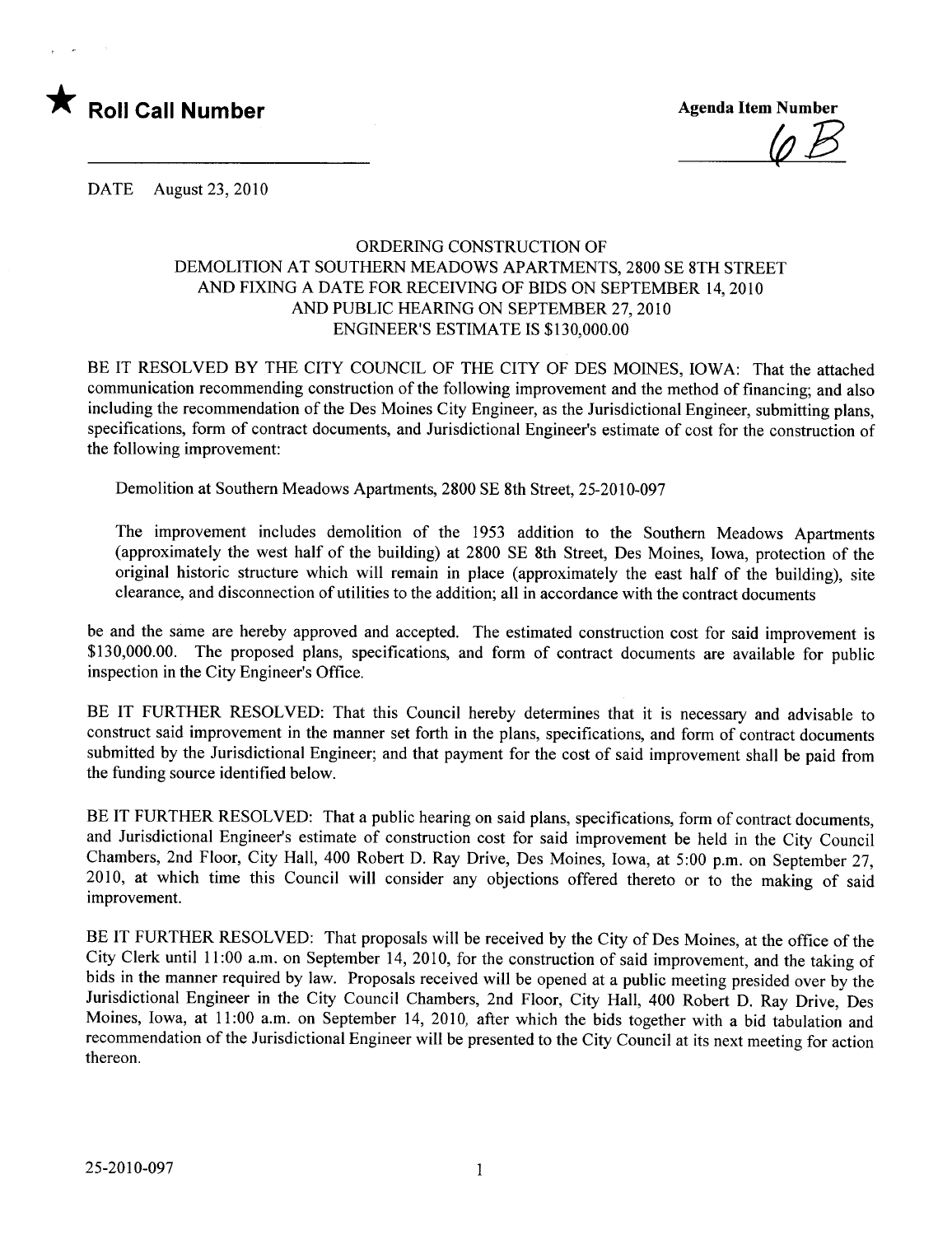★ **Roll Call Number**

______________________

**Agenda Item Number**

6B

DATE August 23, 2010

ORDERING CONSTRUCTION OF
DEMOLITION AT SOUTHERN MEADOWS APARTMENTS, 2800 SE 8TH STREET
AND FIXING A DATE FOR RECEIVING OF BIDS ON SEPTEMBER 14, 2010
AND PUBLIC HEARING ON SEPTEMBER 27, 2010
ENGINEER'S ESTIMATE IS $130,000.00

BE IT RESOLVED BY THE CITY COUNCIL OF THE CITY OF DES MOINES, IOWA: That the attached communication recommending construction of the following improvement and the method of financing; and also including the recommendation of the Des Moines City Engineer, as the Jurisdictional Engineer, submitting plans, specifications, form of contract documents, and Jurisdictional Engineer's estimate of cost for the construction of the following improvement:

Demolition at Southern Meadows Apartments, 2800 SE 8th Street, 25-2010-097

The improvement includes demolition of the 1953 addition to the Southern Meadows Apartments (approximately the west half of the building) at 2800 SE 8th Street, Des Moines, Iowa, protection of the original historic structure which will remain in place (approximately the east half of the building), site clearance, and disconnection of utilities to the addition; all in accordance with the contract documents

be and the same are hereby approved and accepted. The estimated construction cost for said improvement is $130,000.00. The proposed plans, specifications, and form of contract documents are available for public inspection in the City Engineer's Office.

BE IT FURTHER RESOLVED: That this Council hereby determines that it is necessary and advisable to construct said improvement in the manner set forth in the plans, specifications, and form of contract documents submitted by the Jurisdictional Engineer; and that payment for the cost of said improvement shall be paid from the funding source identified below.

BE IT FURTHER RESOLVED: That a public hearing on said plans, specifications, form of contract documents, and Jurisdictional Engineer's estimate of construction cost for said improvement be held in the City Council Chambers, 2nd Floor, City Hall, 400 Robert D. Ray Drive, Des Moines, Iowa, at 5:00 p.m. on September 27, 2010, at which time this Council will consider any objections offered thereto or to the making of said improvement.

BE IT FURTHER RESOLVED: That proposals will be received by the City of Des Moines, at the office of the City Clerk until 11:00 a.m. on September 14, 2010, for the construction of said improvement, and the taking of bids in the manner required by law. Proposals received will be opened at a public meeting presided over by the Jurisdictional Engineer in the City Council Chambers, 2nd Floor, City Hall, 400 Robert D. Ray Drive, Des Moines, Iowa, at 11:00 a.m. on September 14, 2010, after which the bids together with a bid tabulation and recommendation of the Jurisdictional Engineer will be presented to the City Council at its next meeting for action thereon.

25-2010-097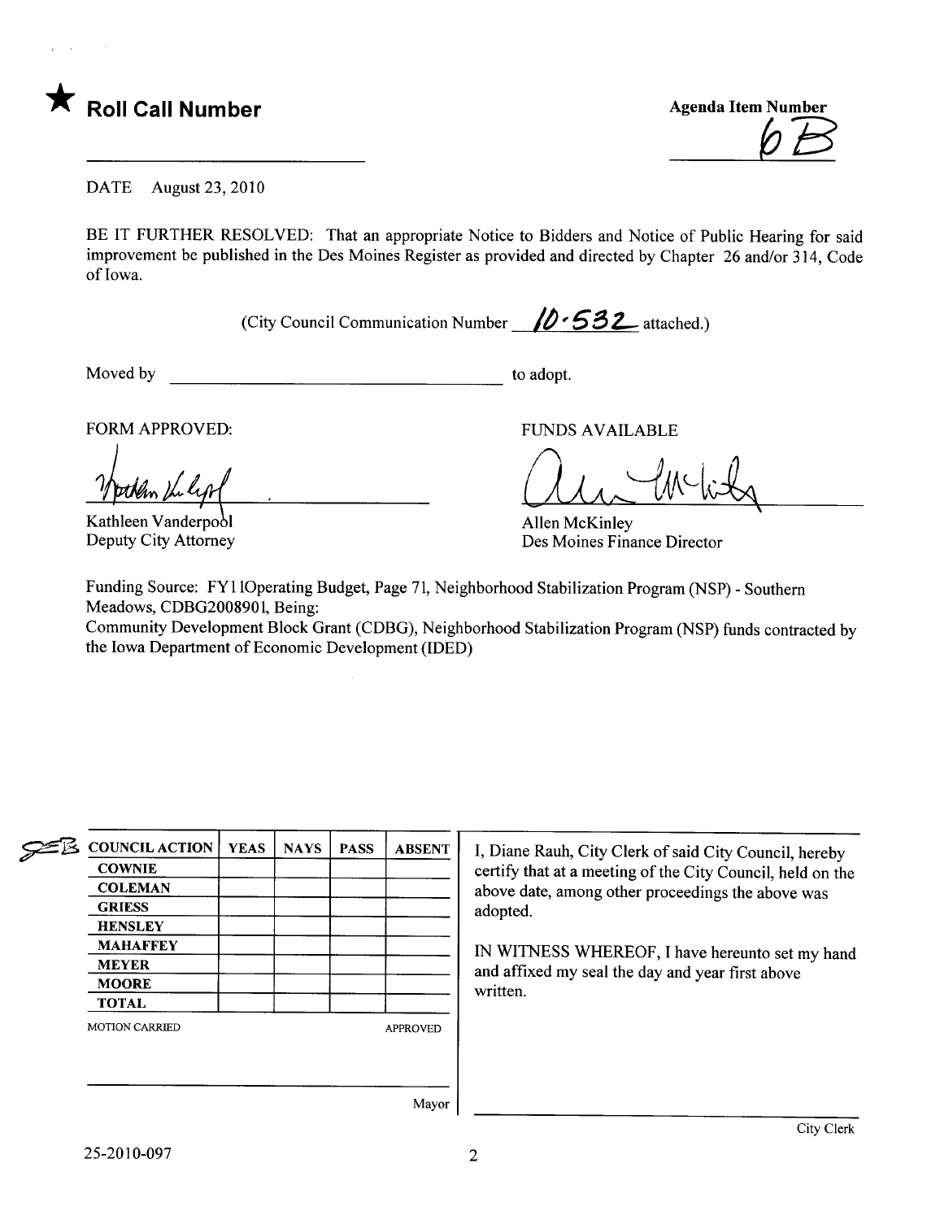★ **Roll Call Number**

Agenda Item Number
6B

DATE August 23, 2010

BE IT FURTHER RESOLVED: That an appropriate Notice to Bidders and Notice of Public Hearing for said improvement be published in the Des Moines Register as provided and directed by Chapter 26 and/or 314, Code of Iowa.

(City Council Communication Number 10-532 attached.)

Moved by ______________________ to adopt.

FORM APPROVED:

Kathleen Vanderpool
Deputy City Attorney

FUNDS AVAILABLE

Allen McKinley
Des Moines Finance Director

Funding Source: FY11Operating Budget, Page 71, Neighborhood Stabilization Program (NSP) - Southern Meadows, CDBG2008901, Being:
Community Development Block Grant (CDBG), Neighborhood Stabilization Program (NSP) funds contracted by the Iowa Department of Economic Development (IDED)

| COUNCIL ACTION | YEAS | NAYS | PASS | ABSENT |
|---|---|---|---|---|
| COWNIE | | | | |
| COLEMAN | | | | |
| GRIESS | | | | |
| HENSLEY | | | | |
| MAHAFFEY | | | | |
| MEYER | | | | |
| MOORE | | | | |
| TOTAL | | | | |

MOTION CARRIED APPROVED

_______________________ Mayor

I, Diane Rauh, City Clerk of said City Council, hereby certify that at a meeting of the City Council, held on the above date, among other proceedings the above was adopted.

IN WITNESS WHEREOF, I have hereunto set my hand and affixed my seal the day and year first above written.

_______________________ City Clerk

25-2010-097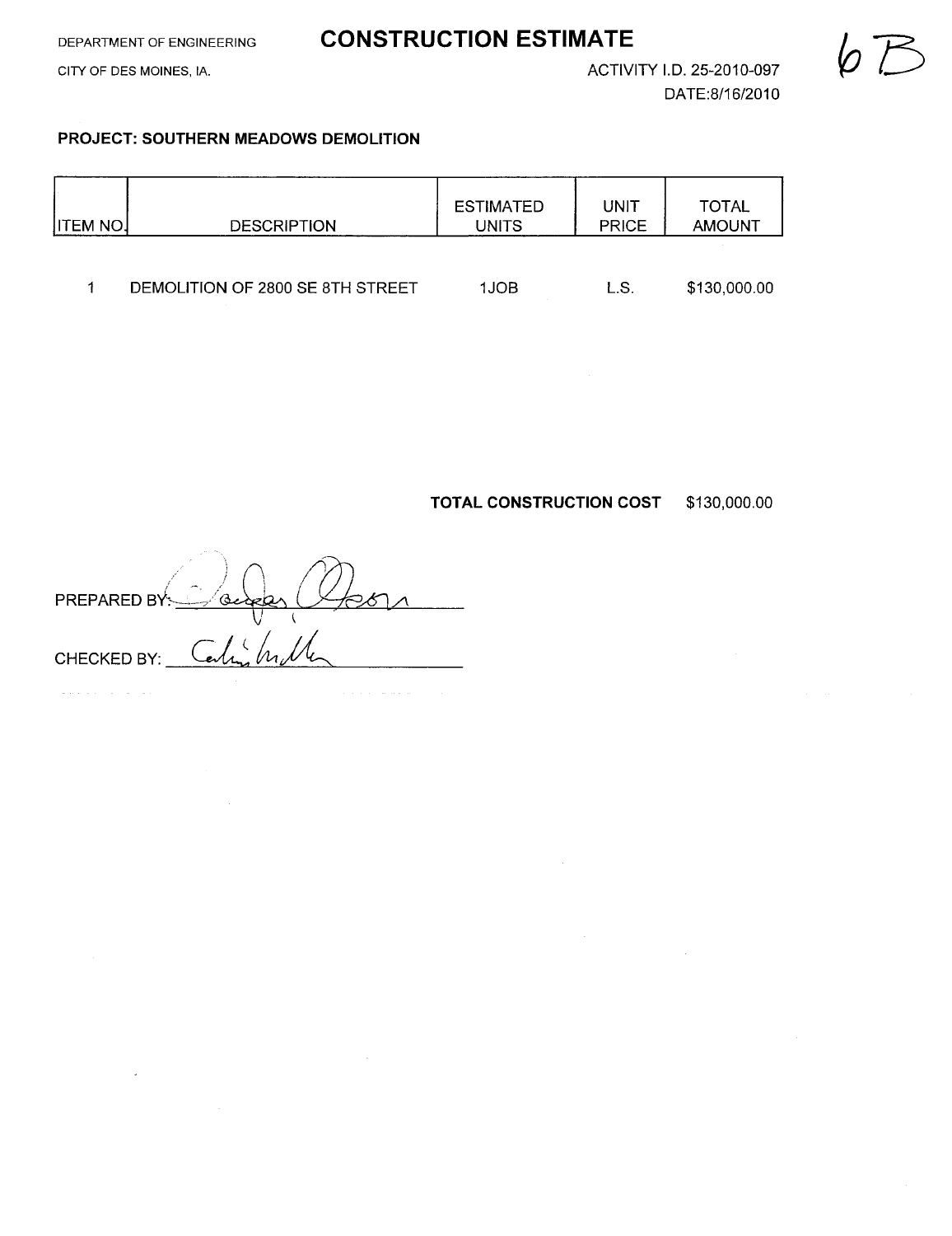DEPARTMENT OF ENGINEERING

CITY OF DES MOINES, IA.

# CONSTRUCTION ESTIMATE

6B

ACTIVITY I.D. 25-2010-097

DATE:8/16/2010

**PROJECT: SOUTHERN MEADOWS DEMOLITION**

| ITEM NO. | DESCRIPTION | ESTIMATED UNITS | UNIT PRICE | TOTAL AMOUNT |
|---|---|---|---|---|
| 1 | DEMOLITION OF 2800 SE 8TH STREET | 1JOB | L.S. | $130,000.00 |

**TOTAL CONSTRUCTION COST** $130,000.00

PREPARED BY: *[signature]*

CHECKED BY: *[signature]*